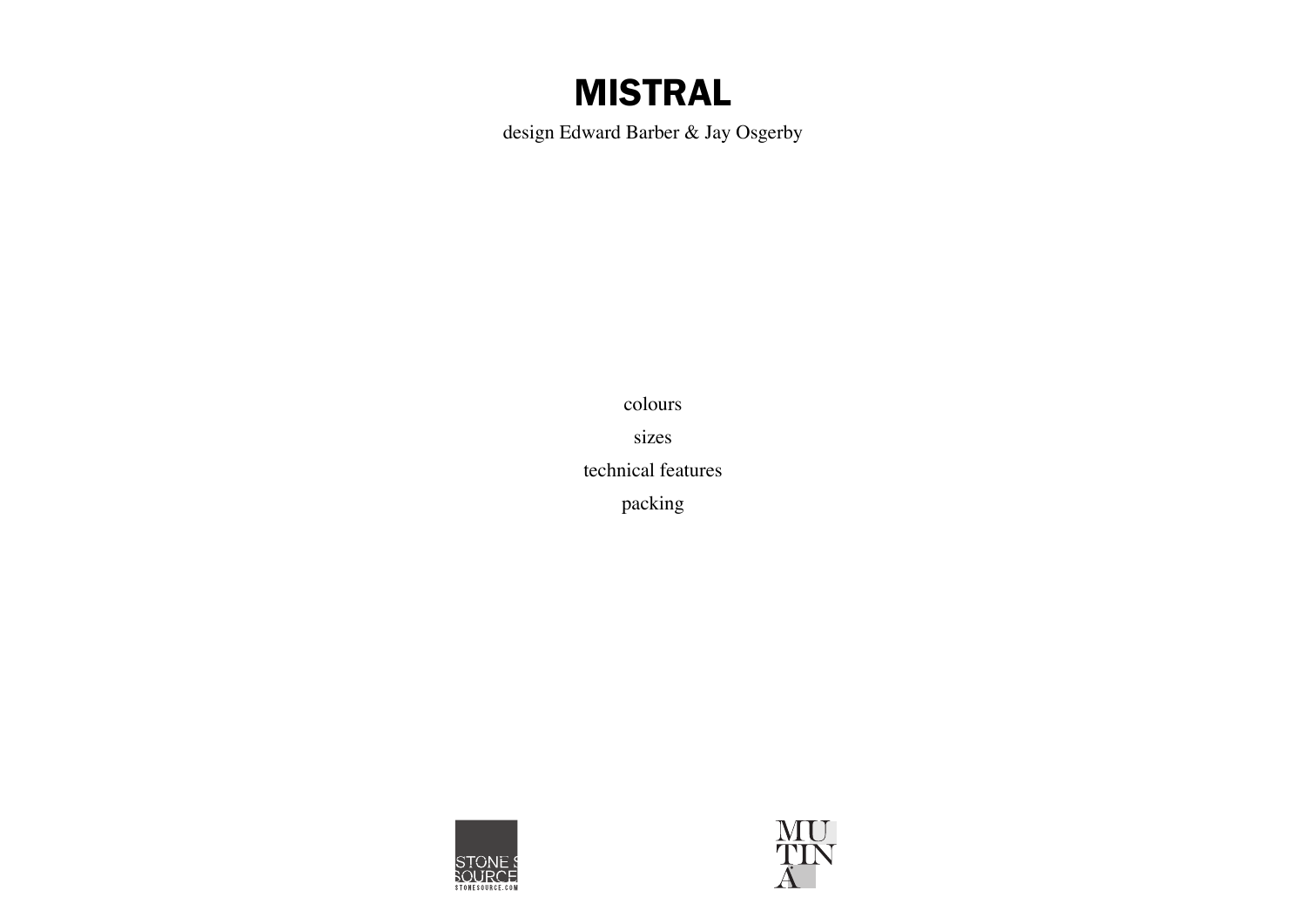# MISTRAL

design Edward Barber & Jay Osgerby

colours

sizes

technical features

packing

STONE SOURCE
STONESOURCE.COM

MU
TIN
A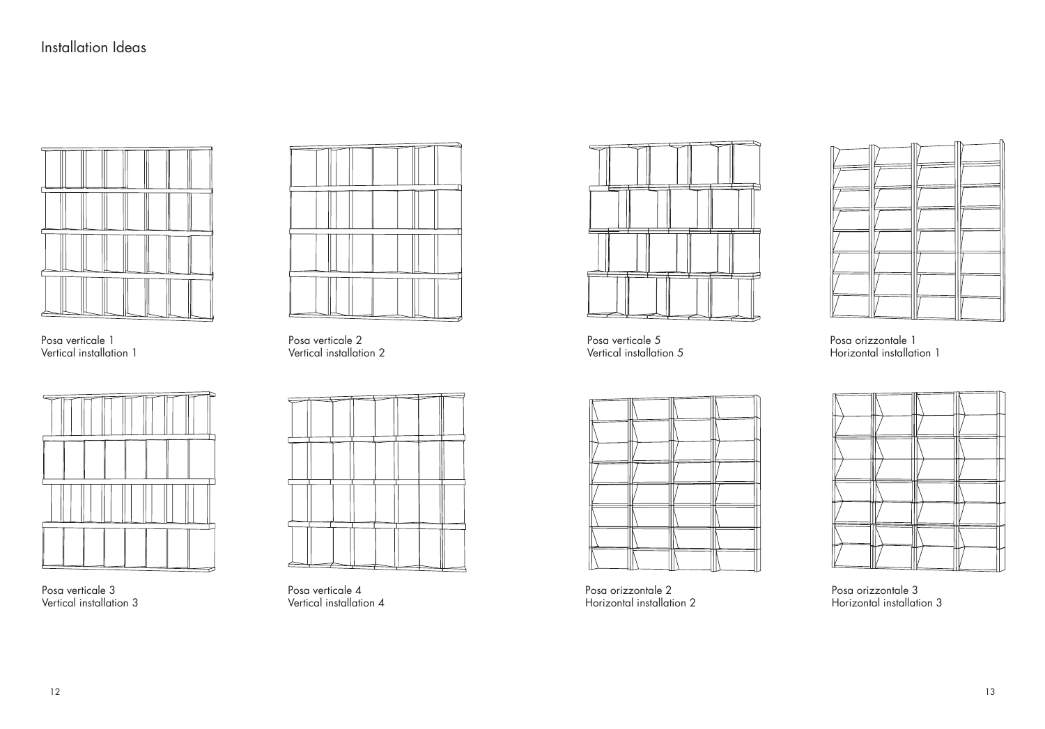# Installation Ideas

Posa verticale 1
Vertical installation 1

Posa verticale 2
Vertical installation 2

Posa verticale 5
Vertical installation 5

Posa orizzontale 1
Horizontal installation 1

Posa verticale 3
Vertical installation 3

Posa verticale 4
Vertical installation 4

Posa orizzontale 2
Horizontal installation 2

Posa orizzontale 3
Horizontal installation 3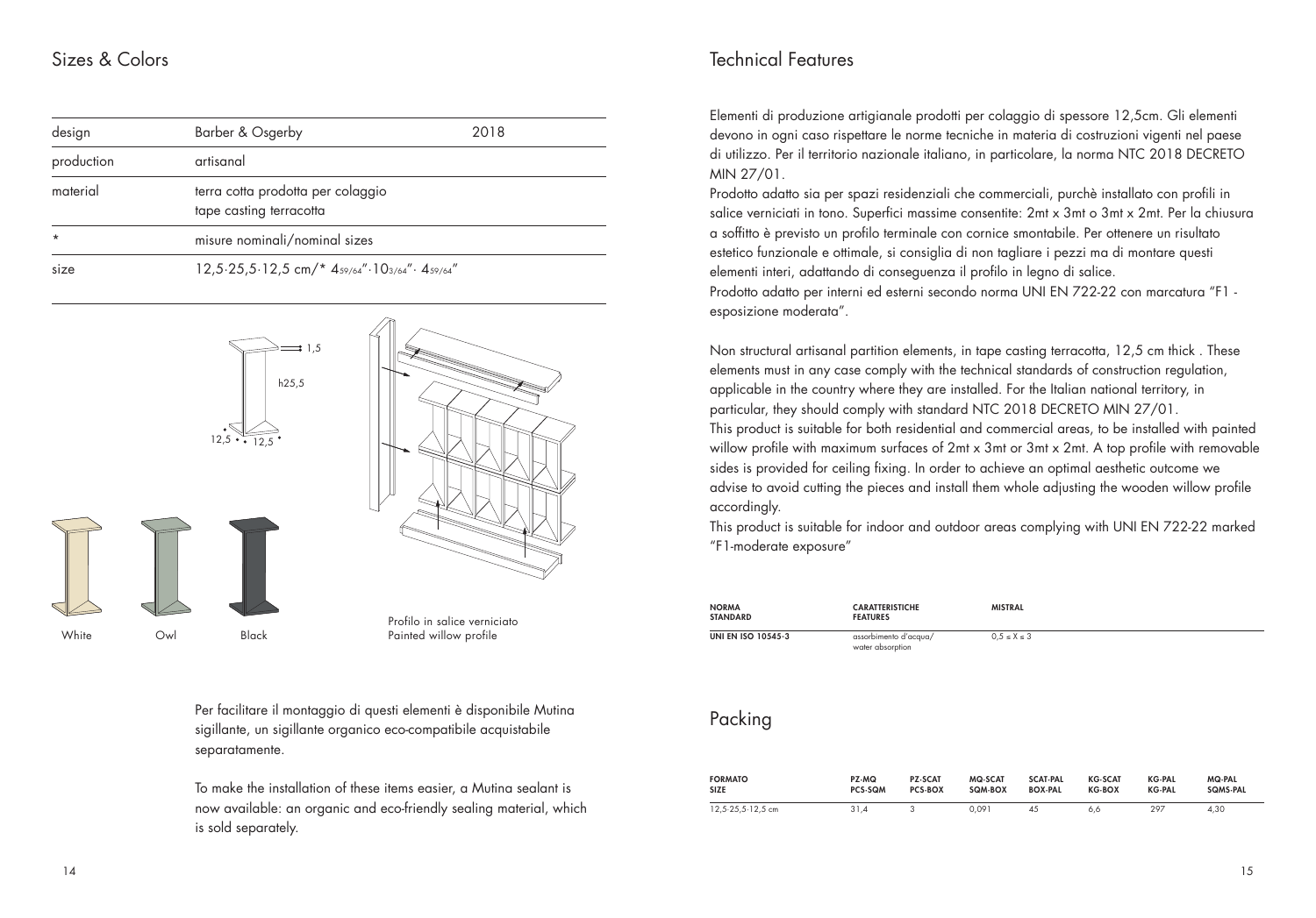## Sizes & Colors

| design | Barber & Osgerby | 2018 |
|---|---|---|
| production | artisanal | |
| material | terra cotta prodotta per colaggio tape casting terracotta | |
| * | misure nominali/nominal sizes | |
| size | 12,5·25,5·12,5 cm/* 4 59/64"·10 3/64"· 4 59/64" | |

1,5

h25,5

12,5 · 12,5

White    Owl    Black

Profilo in salice verniciato
Painted willow profile

Per facilitare il montaggio di questi elementi è disponibile Mutina sigillante, un sigillante organico eco-compatibile acquistabile separatamente.

To make the installation of these items easier, a Mutina sealant is now available: an organic and eco-friendly sealing material, which is sold separately.

## Technical Features

Elementi di produzione artigianale prodotti per colaggio di spessore 12,5cm. Gli elementi devono in ogni caso rispettare le norme tecniche in materia di costruzioni vigenti nel paese di utilizzo. Per il territorio nazionale italiano, in particolare, la norma NTC 2018 DECRETO MIN 27/01.
Prodotto adatto sia per spazi residenziali che commerciali, purchè installato con profili in salice verniciati in tono. Superfici massime consentite: 2mt x 3mt o 3mt x 2mt. Per la chiusura a soffitto è previsto un profilo terminale con cornice smontabile. Per ottenere un risultato estetico funzionale e ottimale, si consiglia di non tagliare i pezzi ma di montare questi elementi interi, adattando di conseguenza il profilo in legno di salice.
Prodotto adatto per interni ed esterni secondo norma UNI EN 722-22 con marcatura "F1 - esposizione moderata".

Non structural artisanal partition elements, in tape casting terracotta, 12,5 cm thick . These elements must in any case comply with the technical standards of construction regulation, applicable in the country where they are installed. For the Italian national territory, in particular, they should comply with standard NTC 2018 DECRETO MIN 27/01.
This product is suitable for both residential and commercial areas, to be installed with painted willow profile with maximum surfaces of 2mt x 3mt or 3mt x 2mt. A top profile with removable sides is provided for ceiling fixing. In order to achieve an optimal aesthetic outcome we advise to avoid cutting the pieces and install them whole adjusting the wooden willow profile accordingly.
This product is suitable for indoor and outdoor areas complying with UNI EN 722-22 marked "F1-moderate exposure"

| NORMA STANDARD | CARATTERISTICHE FEATURES | MISTRAL |
|---|---|---|
| UNI EN ISO 10545-3 | assorbimento d'acqua/ water absorption | $0,5 \leq X \leq 3$ |

## Packing

| FORMATO SIZE | PZ-MQ PCS-SQM | PZ-SCAT PCS-BOX | MQ-SCAT SQM-BOX | SCAT-PAL BOX-PAL | KG-SCAT KG-BOX | KG-PAL KG-PAL | MQ-PAL SQMS-PAL |
|---|---|---|---|---|---|---|---|
| 12,5·25,5·12,5 cm | 31,4 | 3 | 0,091 | 45 | 6,6 | 297 | 4,30 |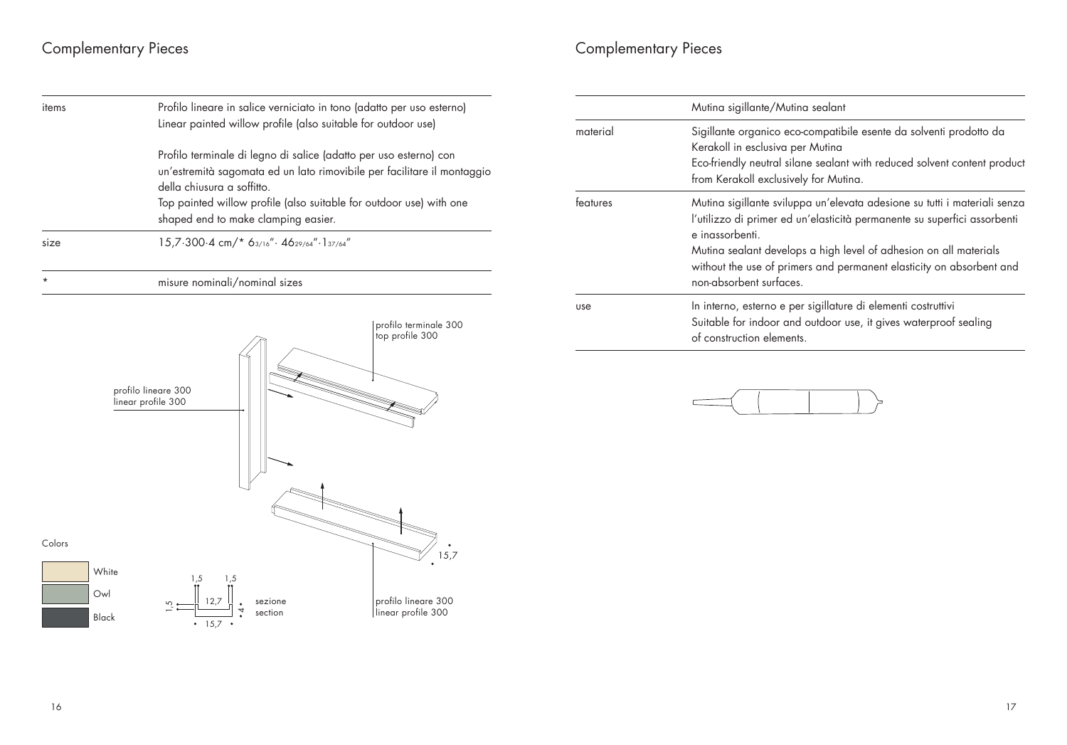## Complementary Pieces

| | |
|---|---|
| items | Profilo lineare in salice verniciato in tono (adatto per uso esterno)<br>Linear painted willow profile (also suitable for outdoor use)<br><br>Profilo terminale di legno di salice (adatto per uso esterno) con un'estremità sagomata ed un lato rimovibile per facilitare il montaggio della chiusura a soffitto.<br>Top painted willow profile (also suitable for outdoor use) with one shaped end to make clamping easier. |
| size | 15,7·300·4 cm/* 6 3/16"· 46 29/64"·1 37/64" |
| * | misure nominali/nominal sizes |

profilo terminale 300
top profile 300

profilo lineare 300
linear profile 300

profilo lineare 300
linear profile 300

sezione
section

Colors

- White
- Owl
- Black

## Complementary Pieces

| | Mutina sigillante/Mutina sealant |
|---|---|
| material | Sigillante organico eco-compatibile esente da solventi prodotto da Kerakoll in esclusiva per Mutina<br>Eco-friendly neutral silane sealant with reduced solvent content product from Kerakoll exclusively for Mutina. |
| features | Mutina sigillante sviluppa un'elevata adesione su tutti i materiali senza l'utilizzo di primer ed un'elasticità permanente su superfici assorbenti e inassorbenti.<br>Mutina sealant develops a high level of adhesion on all materials without the use of primers and permanent elasticity on absorbent and non-absorbent surfaces. |
| use | In interno, esterno e per sigillature di elementi costruttivi<br>Suitable for indoor and outdoor use, it gives waterproof sealing of construction elements. |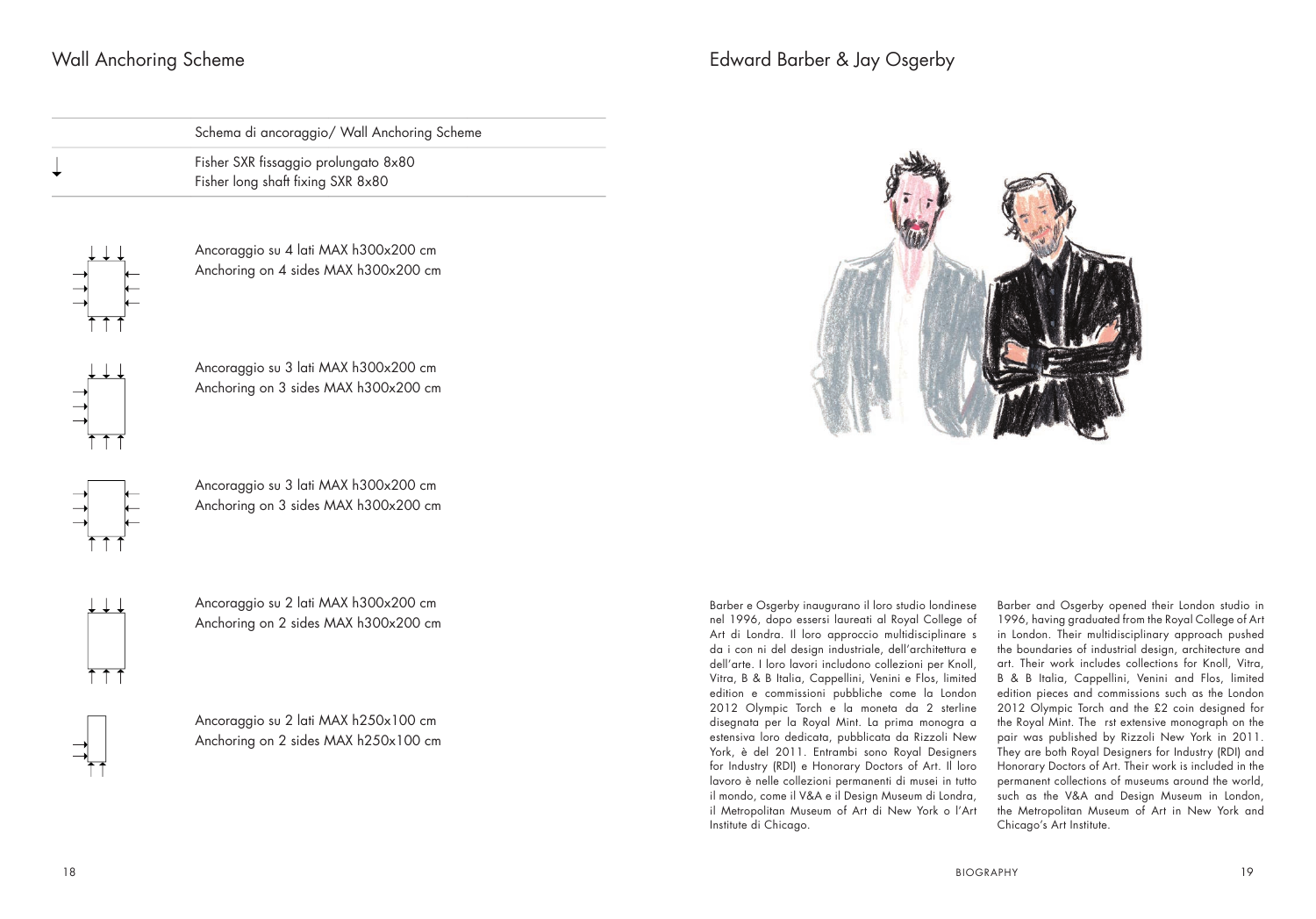## Wall Anchoring Scheme

Schema di ancoraggio/ Wall Anchoring Scheme

Fisher SXR fissaggio prolungato 8x80
Fisher long shaft fixing SXR 8x80

Ancoraggio su 4 lati MAX h300x200 cm
Anchoring on 4 sides MAX h300x200 cm

Ancoraggio su 3 lati MAX h300x200 cm
Anchoring on 3 sides MAX h300x200 cm

Ancoraggio su 3 lati MAX h300x200 cm
Anchoring on 3 sides MAX h300x200 cm

Ancoraggio su 2 lati MAX h300x200 cm
Anchoring on 2 sides MAX h300x200 cm

Ancoraggio su 2 lati MAX h250x100 cm
Anchoring on 2 sides MAX h250x100 cm

## Edward Barber & Jay Osgerby

Barber e Osgerby inaugurano il loro studio londinese nel 1996, dopo essersi laureati al Royal College of Art di Londra. Il loro approccio multidisciplinare s da i con ni del design industriale, dell'architettura e dell'arte. I loro lavori includono collezioni per Knoll, Vitra, B & B Italia, Cappellini, Venini e Flos, limited edition e commissioni pubbliche come la London 2012 Olympic Torch e la moneta da 2 sterline disegnata per la Royal Mint. La prima monogra a estensiva loro dedicata, pubblicata da Rizzoli New York, è del 2011. Entrambi sono Royal Designers for Industry (RDI) e Honorary Doctors of Art. Il loro lavoro è nelle collezioni permanenti di musei in tutto il mondo, come il V&A e il Design Museum di Londra, il Metropolitan Museum of Art di New York o l'Art Institute di Chicago.

Barber and Osgerby opened their London studio in 1996, having graduated from the Royal College of Art in London. Their multidisciplinary approach pushed the boundaries of industrial design, architecture and art. Their work includes collections for Knoll, Vitra, B & B Italia, Cappellini, Venini and Flos, limited edition pieces and commissions such as the London 2012 Olympic Torch and the £2 coin designed for the Royal Mint. The rst extensive monograph on the pair was published by Rizzoli New York in 2011. They are both Royal Designers for Industry (RDI) and Honorary Doctors of Art. Their work is included in the permanent collections of museums around the world, such as the V&A and Design Museum in London, the Metropolitan Museum of Art in New York and Chicago's Art Institute.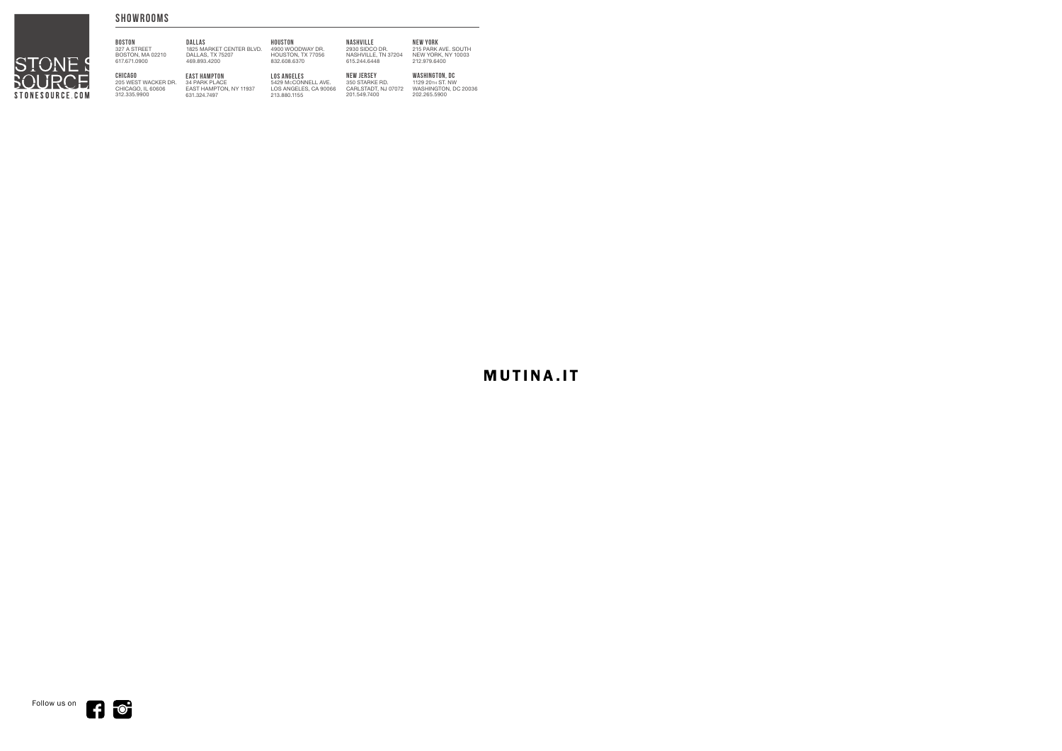STONE SOURCE
STONESOURCE.COM

## SHOWROOMS

**BOSTON**
327 A STREET
BOSTON, MA 02210
617.671.0900

**DALLAS**
1825 MARKET CENTER BLVD.
DALLAS, TX 75207
469.893.4200

**HOUSTON**
4900 WOODWAY DR.
HOUSTON, TX 77056
832.608.6370

**NASHVILLE**
2930 SIDCO DR.
NASHVILLE, TN 37204
615.244.6448

**NEW YORK**
215 PARK AVE. SOUTH
NEW YORK, NY 10003
212.979.6400

**CHICAGO**
205 WEST WACKER DR.
CHICAGO, IL 60606
312.335.9900

**EAST HAMPTON**
34 PARK PLACE
EAST HAMPTON, NY 11937
631.324.7497

**LOS ANGELES**
5429 McCONNELL AVE.
LOS ANGELES, CA 90066
213.880.1155

**NEW JERSEY**
350 STARKE RD.
CARLSTADT, NJ 07072
201.549.7400

**WASHINGTON, DC**
1129 20TH ST. NW
WASHINGTON, DC 20036
202.265.5900

**MUTINA.IT**

Follow us on